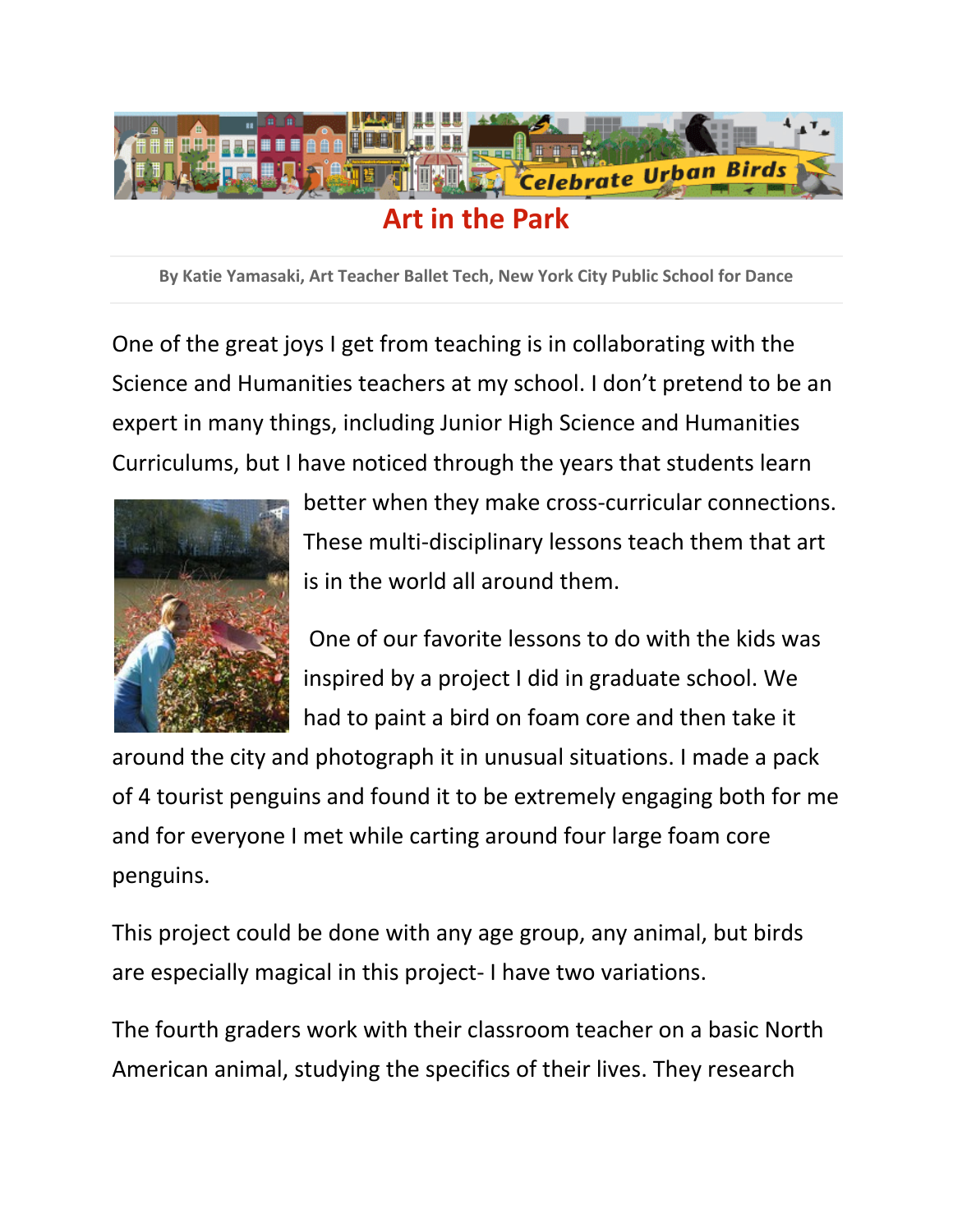# Art in the Park

**By Katie Yamasaki, Art Teacher Ballet Tech, New York City Public School for Dance**

One of the great joys I get from teaching is in collaborating with the Science and Humanities teachers at my school. I don't pretend to be an expert in many things, including Junior High Science and Humanities Curriculums, but I have noticed through the years that students learn better when they make cross-curricular connections. These multi-disciplinary lessons teach them that art is in the world all around them.

One of our favorite lessons to do with the kids was inspired by a project I did in graduate school. We had to paint a bird on foam core and then take it around the city and photograph it in unusual situations. I made a pack of 4 tourist penguins and found it to be extremely engaging both for me and for everyone I met while carting around four large foam core penguins.

This project could be done with any age group, any animal, but birds are especially magical in this project- I have two variations.

The fourth graders work with their classroom teacher on a basic North American animal, studying the specifics of their lives. They research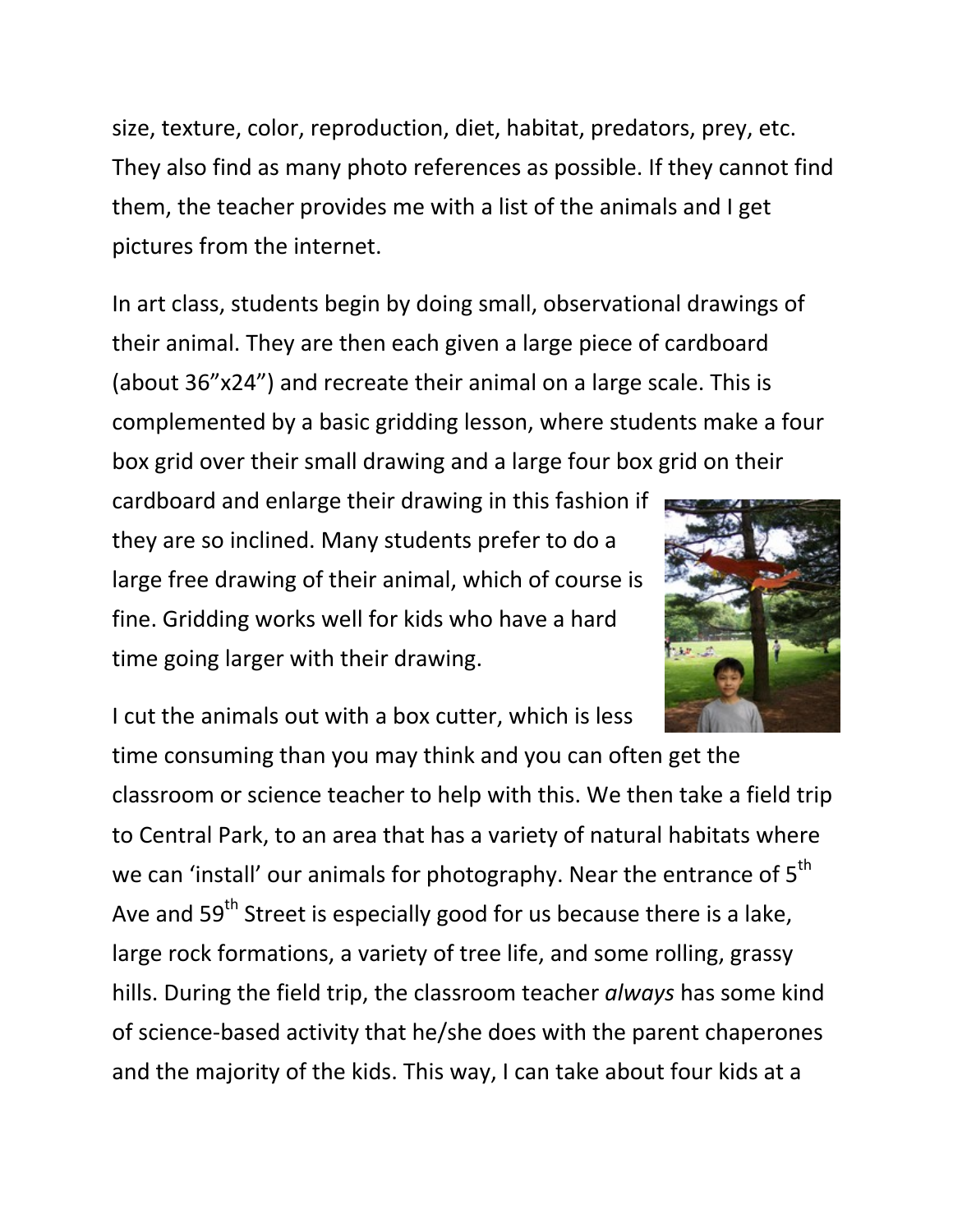size, texture, color, reproduction, diet, habitat, predators, prey, etc. They also find as many photo references as possible. If they cannot find them, the teacher provides me with a list of the animals and I get pictures from the internet.

In art class, students begin by doing small, observational drawings of their animal. They are then each given a large piece of cardboard (about 36”x24”) and recreate their animal on a large scale. This is complemented by a basic gridding lesson, where students make a four box grid over their small drawing and a large four box grid on their cardboard and enlarge their drawing in this fashion if they are so inclined. Many students prefer to do a large free drawing of their animal, which of course is fine. Gridding works well for kids who have a hard time going larger with their drawing.

I cut the animals out with a box cutter, which is less time consuming than you may think and you can often get the classroom or science teacher to help with this. We then take a field trip to Central Park, to an area that has a variety of natural habitats where we can ‘install’ our animals for photography. Near the entrance of 5th Ave and 59th Street is especially good for us because there is a lake, large rock formations, a variety of tree life, and some rolling, grassy hills. During the field trip, the classroom teacher *always* has some kind of science-based activity that he/she does with the parent chaperones and the majority of the kids. This way, I can take about four kids at a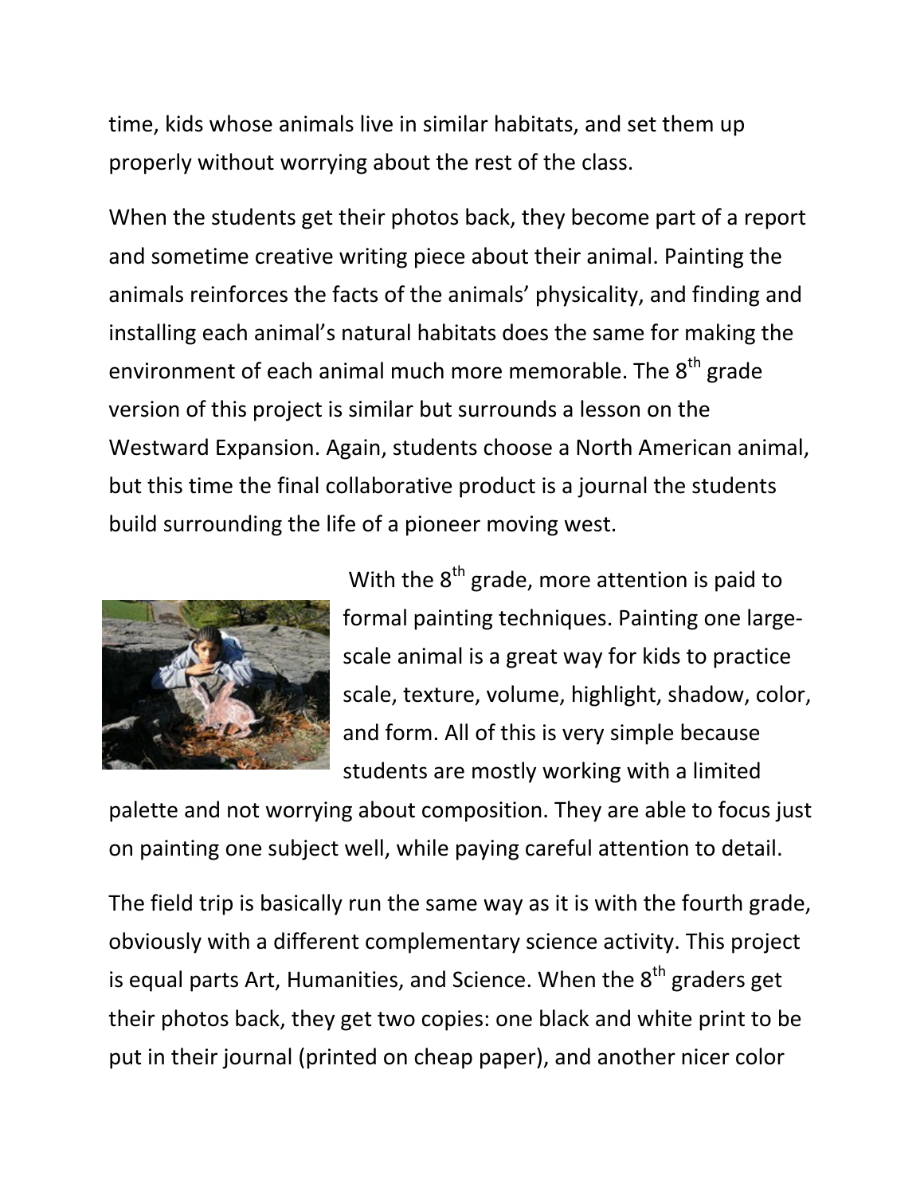time, kids whose animals live in similar habitats, and set them up properly without worrying about the rest of the class.

When the students get their photos back, they become part of a report and sometime creative writing piece about their animal. Painting the animals reinforces the facts of the animals' physicality, and finding and installing each animal's natural habitats does the same for making the environment of each animal much more memorable. The 8th grade version of this project is similar but surrounds a lesson on the Westward Expansion. Again, students choose a North American animal, but this time the final collaborative product is a journal the students build surrounding the life of a pioneer moving west.

With the 8th grade, more attention is paid to formal painting techniques. Painting one large-scale animal is a great way for kids to practice scale, texture, volume, highlight, shadow, color, and form. All of this is very simple because students are mostly working with a limited palette and not worrying about composition. They are able to focus just on painting one subject well, while paying careful attention to detail.

The field trip is basically run the same way as it is with the fourth grade, obviously with a different complementary science activity. This project is equal parts Art, Humanities, and Science. When the 8th graders get their photos back, they get two copies: one black and white print to be put in their journal (printed on cheap paper), and another nicer color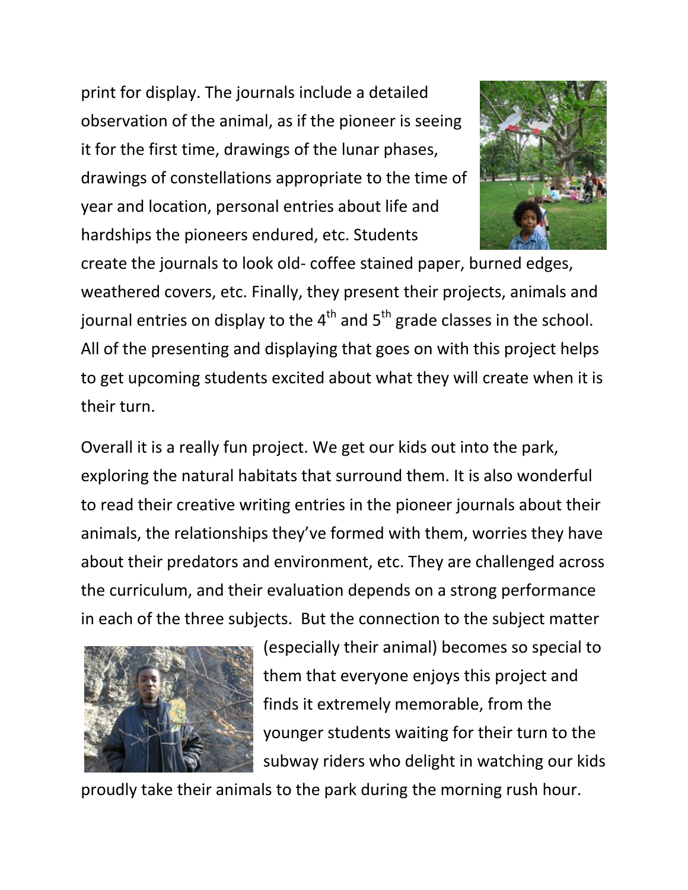print for display. The journals include a detailed observation of the animal, as if the pioneer is seeing it for the first time, drawings of the lunar phases, drawings of constellations appropriate to the time of year and location, personal entries about life and hardships the pioneers endured, etc. Students create the journals to look old- coffee stained paper, burned edges, weathered covers, etc. Finally, they present their projects, animals and journal entries on display to the 4th and 5th grade classes in the school. All of the presenting and displaying that goes on with this project helps to get upcoming students excited about what they will create when it is their turn.

Overall it is a really fun project. We get our kids out into the park, exploring the natural habitats that surround them. It is also wonderful to read their creative writing entries in the pioneer journals about their animals, the relationships they've formed with them, worries they have about their predators and environment, etc. They are challenged across the curriculum, and their evaluation depends on a strong performance in each of the three subjects. But the connection to the subject matter (especially their animal) becomes so special to them that everyone enjoys this project and finds it extremely memorable, from the younger students waiting for their turn to the subway riders who delight in watching our kids proudly take their animals to the park during the morning rush hour.